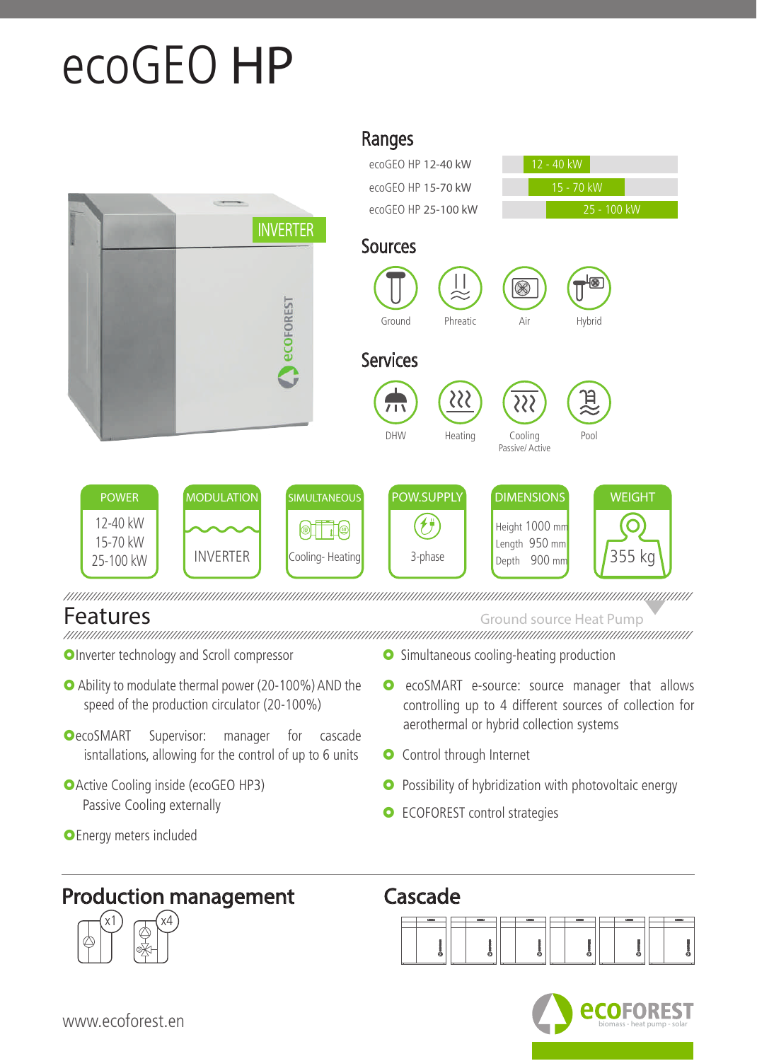# ecoGEO HP

INVERTER

## Ranges

| Model | Range |
|---|---|
| ecoGEO HP 12-40 kW | 12 - 40 kW |
| ecoGEO HP 15-70 kW | 15 - 70 kW |
| ecoGEO HP 25-100 kW | 25 - 100 kW |

## Sources

Ground · Phreatic · Air · Hybrid

## Services

DHW · Heating · Cooling Passive/ Active · Pool

| POWER | MODULATION | SIMULTANEOUS | POW.SUPPLY | DIMENSIONS | WEIGHT |
|---|---|---|---|---|---|
| 12-40 kW<br>15-70 kW<br>25-100 kW | INVERTER | Cooling- Heating | 3-phase | Height 1000 mm<br>Length 950 mm<br>Depth 900 mm | 355 kg |

## Features

Ground source Heat Pump

- Inverter technology and Scroll compressor
- Ability to modulate thermal power (20-100%) AND the speed of the production circulator (20-100%)
- ecoSMART Supervisor: manager for cascade isntallations, allowing for the control of up to 6 units
- Active Cooling inside (ecoGEO HP3) Passive Cooling externally
- Energy meters included
- Simultaneous cooling-heating production
- ecoSMART e-source: source manager that allows controlling up to 4 different sources of collection for aerothermal or hybrid collection systems
- Control through Internet
- Possibility of hybridization with photovoltaic energy
- ECOFOREST control strategies

## Production management

x1 x4

## Cascade

www.ecoforest.en

ecoFOREST biomass - heat pump - solar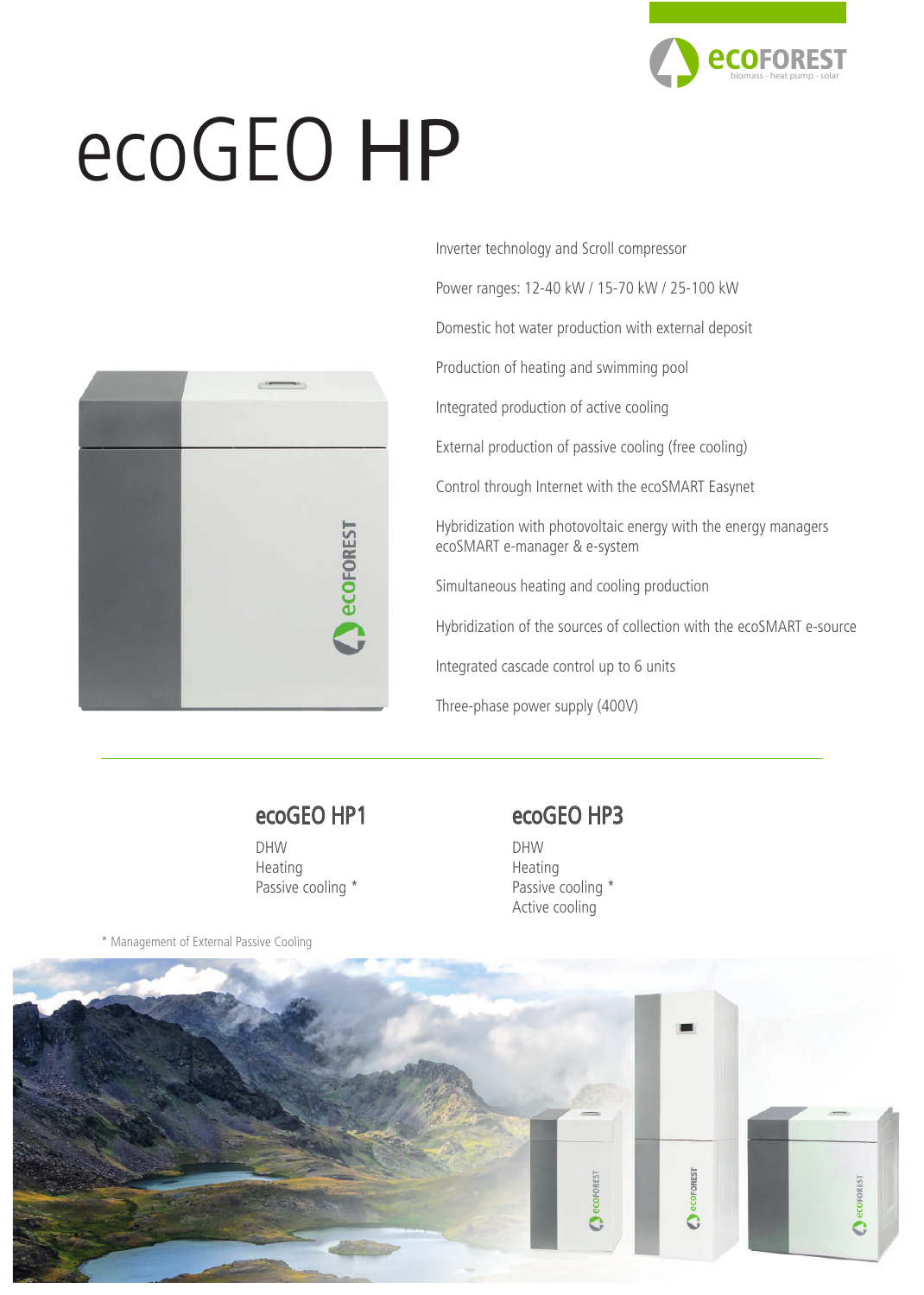# ecoGEO HP

- Inverter technology and Scroll compressor
- Power ranges: 12-40 kW / 15-70 kW / 25-100 kW
- Domestic hot water production with external deposit
- Production of heating and swimming pool
- Integrated production of active cooling
- External production of passive cooling (free cooling)
- Control through Internet with the ecoSMART Easynet
- Hybridization with photovoltaic energy with the energy managers ecoSMART e-manager & e-system
- Simultaneous heating and cooling production
- Hybridization of the sources of collection with the ecoSMART e-source
- Integrated cascade control up to 6 units
- Three-phase power supply (400V)

## ecoGEO HP1

DHW
Heating
Passive cooling *

## ecoGEO HP3

DHW
Heating
Passive cooling *
Active cooling

\* Management of External Passive Cooling